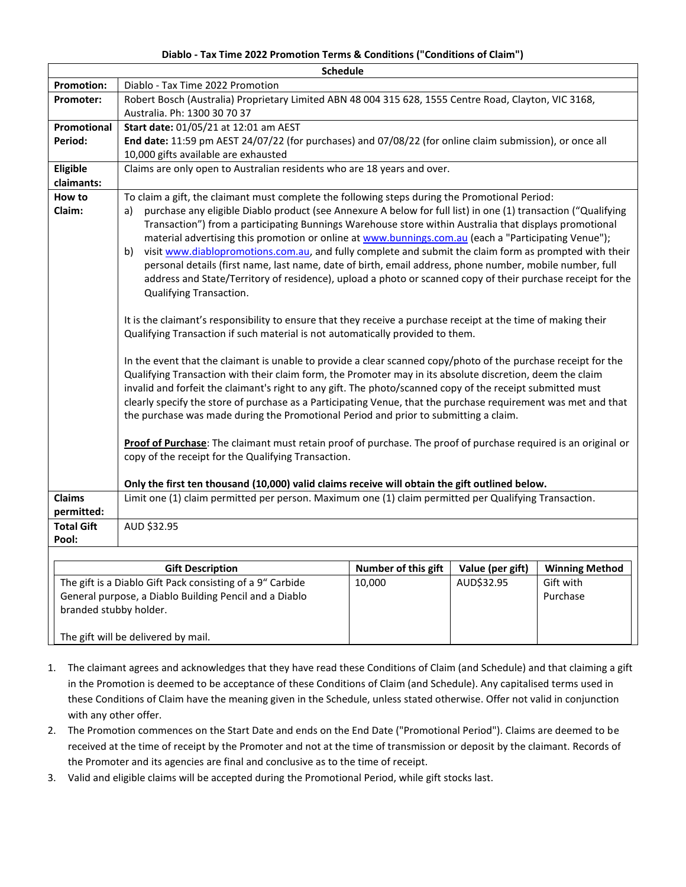**Diablo - Tax Time 2022 Promotion Terms & Conditions ("Conditions of Claim")**

| Schedule | |
|---|---|
| **Promotion:** | Diablo - Tax Time 2022 Promotion |
| **Promoter:** | Robert Bosch (Australia) Proprietary Limited ABN 48 004 315 628, 1555 Centre Road, Clayton, VIC 3168, Australia. Ph: 1300 30 70 37 |
| **Promotional Period:** | **Start date:** 01/05/21 at 12:01 am AEST<br>**End date:** 11:59 pm AEST 24/07/22 (for purchases) and 07/08/22 (for online claim submission), or once all 10,000 gifts available are exhausted |
| **Eligible claimants:** | Claims are only open to Australian residents who are 18 years and over. |
| **How to Claim:** | To claim a gift, the claimant must complete the following steps during the Promotional Period:<br>a) purchase any eligible Diablo product (see Annexure A below for full list) in one (1) transaction ("Qualifying Transaction") from a participating Bunnings Warehouse store within Australia that displays promotional material advertising this promotion or online at www.bunnings.com.au (each a "Participating Venue");<br>b) visit www.diablopromotions.com.au, and fully complete and submit the claim form as prompted with their personal details (first name, last name, date of birth, email address, phone number, mobile number, full address and State/Territory of residence), upload a photo or scanned copy of their purchase receipt for the Qualifying Transaction.<br><br>It is the claimant's responsibility to ensure that they receive a purchase receipt at the time of making their Qualifying Transaction if such material is not automatically provided to them.<br><br>In the event that the claimant is unable to provide a clear scanned copy/photo of the purchase receipt for the Qualifying Transaction with their claim form, the Promoter may in its absolute discretion, deem the claim invalid and forfeit the claimant's right to any gift. The photo/scanned copy of the receipt submitted must clearly specify the store of purchase as a Participating Venue, that the purchase requirement was met and that the purchase was made during the Promotional Period and prior to submitting a claim.<br><br>**Proof of Purchase**: The claimant must retain proof of purchase. The proof of purchase required is an original or copy of the receipt for the Qualifying Transaction.<br><br>**Only the first ten thousand (10,000) valid claims receive will obtain the gift outlined below.** |
| **Claims permitted:** | Limit one (1) claim permitted per person. Maximum one (1) claim permitted per Qualifying Transaction. |
| **Total Gift Pool:** | AUD $32.95 |

| Gift Description | Number of this gift | Value (per gift) | Winning Method |
|---|---|---|---|
| The gift is a Diablo Gift Pack consisting of a 9" Carbide General purpose, a Diablo Building Pencil and a Diablo branded stubby holder.<br><br>The gift will be delivered by mail. | 10,000 | AUD$32.95 | Gift with Purchase |

1. The claimant agrees and acknowledges that they have read these Conditions of Claim (and Schedule) and that claiming a gift in the Promotion is deemed to be acceptance of these Conditions of Claim (and Schedule). Any capitalised terms used in these Conditions of Claim have the meaning given in the Schedule, unless stated otherwise. Offer not valid in conjunction with any other offer.
2. The Promotion commences on the Start Date and ends on the End Date ("Promotional Period"). Claims are deemed to be received at the time of receipt by the Promoter and not at the time of transmission or deposit by the claimant. Records of the Promoter and its agencies are final and conclusive as to the time of receipt.
3. Valid and eligible claims will be accepted during the Promotional Period, while gift stocks last.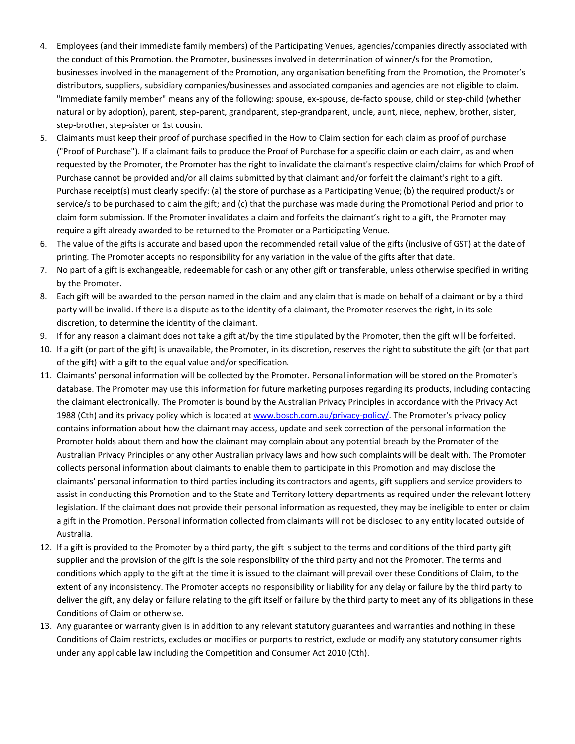4. Employees (and their immediate family members) of the Participating Venues, agencies/companies directly associated with the conduct of this Promotion, the Promoter, businesses involved in determination of winner/s for the Promotion, businesses involved in the management of the Promotion, any organisation benefiting from the Promotion, the Promoter's distributors, suppliers, subsidiary companies/businesses and associated companies and agencies are not eligible to claim. "Immediate family member" means any of the following: spouse, ex-spouse, de-facto spouse, child or step-child (whether natural or by adoption), parent, step-parent, grandparent, step-grandparent, uncle, aunt, niece, nephew, brother, sister, step-brother, step-sister or 1st cousin.
5. Claimants must keep their proof of purchase specified in the How to Claim section for each claim as proof of purchase ("Proof of Purchase"). If a claimant fails to produce the Proof of Purchase for a specific claim or each claim, as and when requested by the Promoter, the Promoter has the right to invalidate the claimant's respective claim/claims for which Proof of Purchase cannot be provided and/or all claims submitted by that claimant and/or forfeit the claimant's right to a gift. Purchase receipt(s) must clearly specify: (a) the store of purchase as a Participating Venue; (b) the required product/s or service/s to be purchased to claim the gift; and (c) that the purchase was made during the Promotional Period and prior to claim form submission. If the Promoter invalidates a claim and forfeits the claimant's right to a gift, the Promoter may require a gift already awarded to be returned to the Promoter or a Participating Venue.
6. The value of the gifts is accurate and based upon the recommended retail value of the gifts (inclusive of GST) at the date of printing. The Promoter accepts no responsibility for any variation in the value of the gifts after that date.
7. No part of a gift is exchangeable, redeemable for cash or any other gift or transferable, unless otherwise specified in writing by the Promoter.
8. Each gift will be awarded to the person named in the claim and any claim that is made on behalf of a claimant or by a third party will be invalid. If there is a dispute as to the identity of a claimant, the Promoter reserves the right, in its sole discretion, to determine the identity of the claimant.
9. If for any reason a claimant does not take a gift at/by the time stipulated by the Promoter, then the gift will be forfeited.
10. If a gift (or part of the gift) is unavailable, the Promoter, in its discretion, reserves the right to substitute the gift (or that part of the gift) with a gift to the equal value and/or specification.
11. Claimants' personal information will be collected by the Promoter. Personal information will be stored on the Promoter's database. The Promoter may use this information for future marketing purposes regarding its products, including contacting the claimant electronically. The Promoter is bound by the Australian Privacy Principles in accordance with the Privacy Act 1988 (Cth) and its privacy policy which is located at [www.bosch.com.au/privacy-policy/](www.bosch.com.au/privacy-policy/). The Promoter's privacy policy contains information about how the claimant may access, update and seek correction of the personal information the Promoter holds about them and how the claimant may complain about any potential breach by the Promoter of the Australian Privacy Principles or any other Australian privacy laws and how such complaints will be dealt with. The Promoter collects personal information about claimants to enable them to participate in this Promotion and may disclose the claimants' personal information to third parties including its contractors and agents, gift suppliers and service providers to assist in conducting this Promotion and to the State and Territory lottery departments as required under the relevant lottery legislation. If the claimant does not provide their personal information as requested, they may be ineligible to enter or claim a gift in the Promotion. Personal information collected from claimants will not be disclosed to any entity located outside of Australia.
12. If a gift is provided to the Promoter by a third party, the gift is subject to the terms and conditions of the third party gift supplier and the provision of the gift is the sole responsibility of the third party and not the Promoter. The terms and conditions which apply to the gift at the time it is issued to the claimant will prevail over these Conditions of Claim, to the extent of any inconsistency. The Promoter accepts no responsibility or liability for any delay or failure by the third party to deliver the gift, any delay or failure relating to the gift itself or failure by the third party to meet any of its obligations in these Conditions of Claim or otherwise.
13. Any guarantee or warranty given is in addition to any relevant statutory guarantees and warranties and nothing in these Conditions of Claim restricts, excludes or modifies or purports to restrict, exclude or modify any statutory consumer rights under any applicable law including the Competition and Consumer Act 2010 (Cth).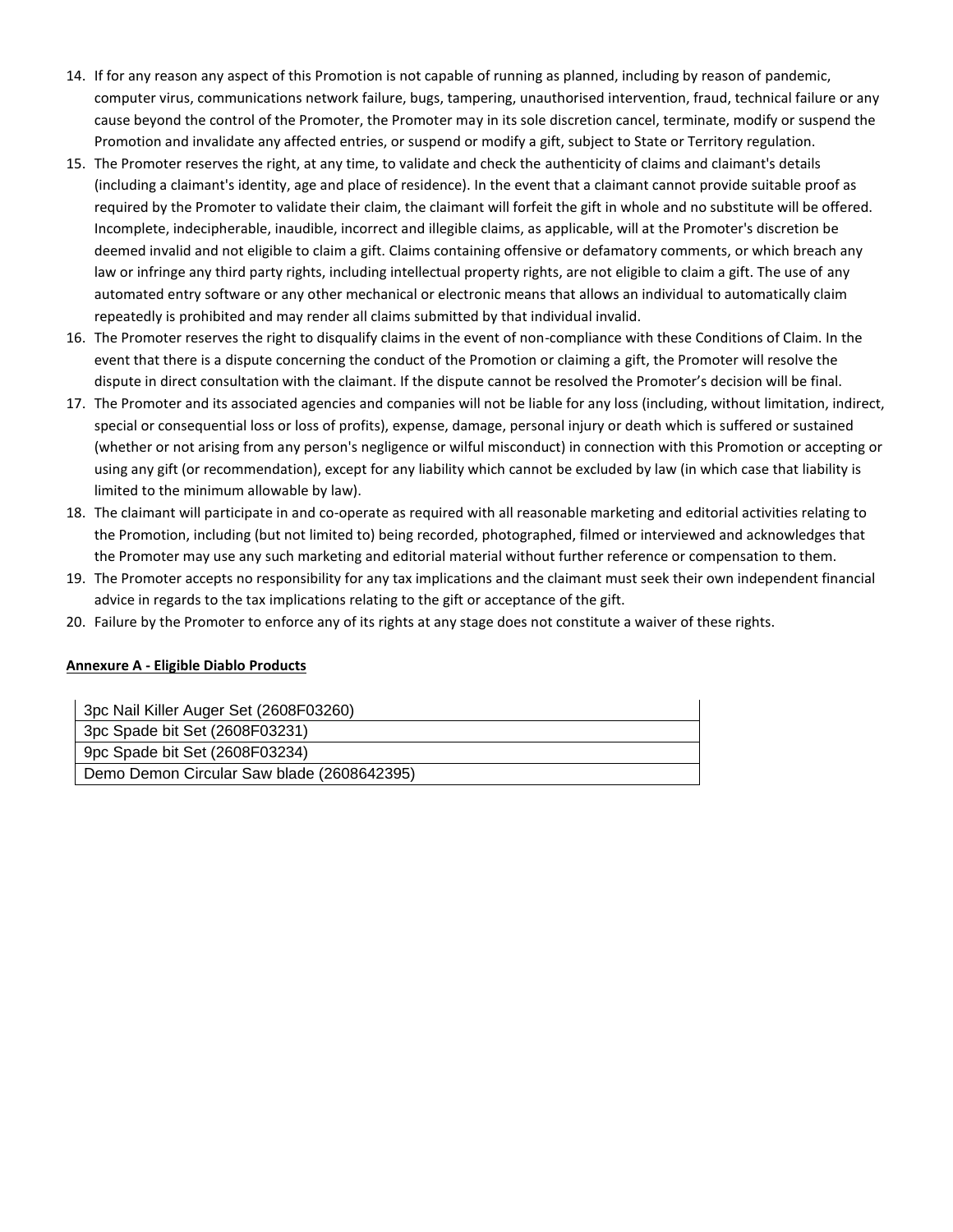14. If for any reason any aspect of this Promotion is not capable of running as planned, including by reason of pandemic, computer virus, communications network failure, bugs, tampering, unauthorised intervention, fraud, technical failure or any cause beyond the control of the Promoter, the Promoter may in its sole discretion cancel, terminate, modify or suspend the Promotion and invalidate any affected entries, or suspend or modify a gift, subject to State or Territory regulation.
15. The Promoter reserves the right, at any time, to validate and check the authenticity of claims and claimant's details (including a claimant's identity, age and place of residence). In the event that a claimant cannot provide suitable proof as required by the Promoter to validate their claim, the claimant will forfeit the gift in whole and no substitute will be offered. Incomplete, indecipherable, inaudible, incorrect and illegible claims, as applicable, will at the Promoter's discretion be deemed invalid and not eligible to claim a gift. Claims containing offensive or defamatory comments, or which breach any law or infringe any third party rights, including intellectual property rights, are not eligible to claim a gift. The use of any automated entry software or any other mechanical or electronic means that allows an individual to automatically claim repeatedly is prohibited and may render all claims submitted by that individual invalid.
16. The Promoter reserves the right to disqualify claims in the event of non-compliance with these Conditions of Claim. In the event that there is a dispute concerning the conduct of the Promotion or claiming a gift, the Promoter will resolve the dispute in direct consultation with the claimant. If the dispute cannot be resolved the Promoter's decision will be final.
17. The Promoter and its associated agencies and companies will not be liable for any loss (including, without limitation, indirect, special or consequential loss or loss of profits), expense, damage, personal injury or death which is suffered or sustained (whether or not arising from any person's negligence or wilful misconduct) in connection with this Promotion or accepting or using any gift (or recommendation), except for any liability which cannot be excluded by law (in which case that liability is limited to the minimum allowable by law).
18. The claimant will participate in and co-operate as required with all reasonable marketing and editorial activities relating to the Promotion, including (but not limited to) being recorded, photographed, filmed or interviewed and acknowledges that the Promoter may use any such marketing and editorial material without further reference or compensation to them.
19. The Promoter accepts no responsibility for any tax implications and the claimant must seek their own independent financial advice in regards to the tax implications relating to the gift or acceptance of the gift.
20. Failure by the Promoter to enforce any of its rights at any stage does not constitute a waiver of these rights.

**Annexure A - Eligible Diablo Products**

| |
|---|
| 3pc Nail Killer Auger Set (2608F03260) |
| 3pc Spade bit Set (2608F03231) |
| 9pc Spade bit Set (2608F03234) |
| Demo Demon Circular Saw blade (2608642395) |